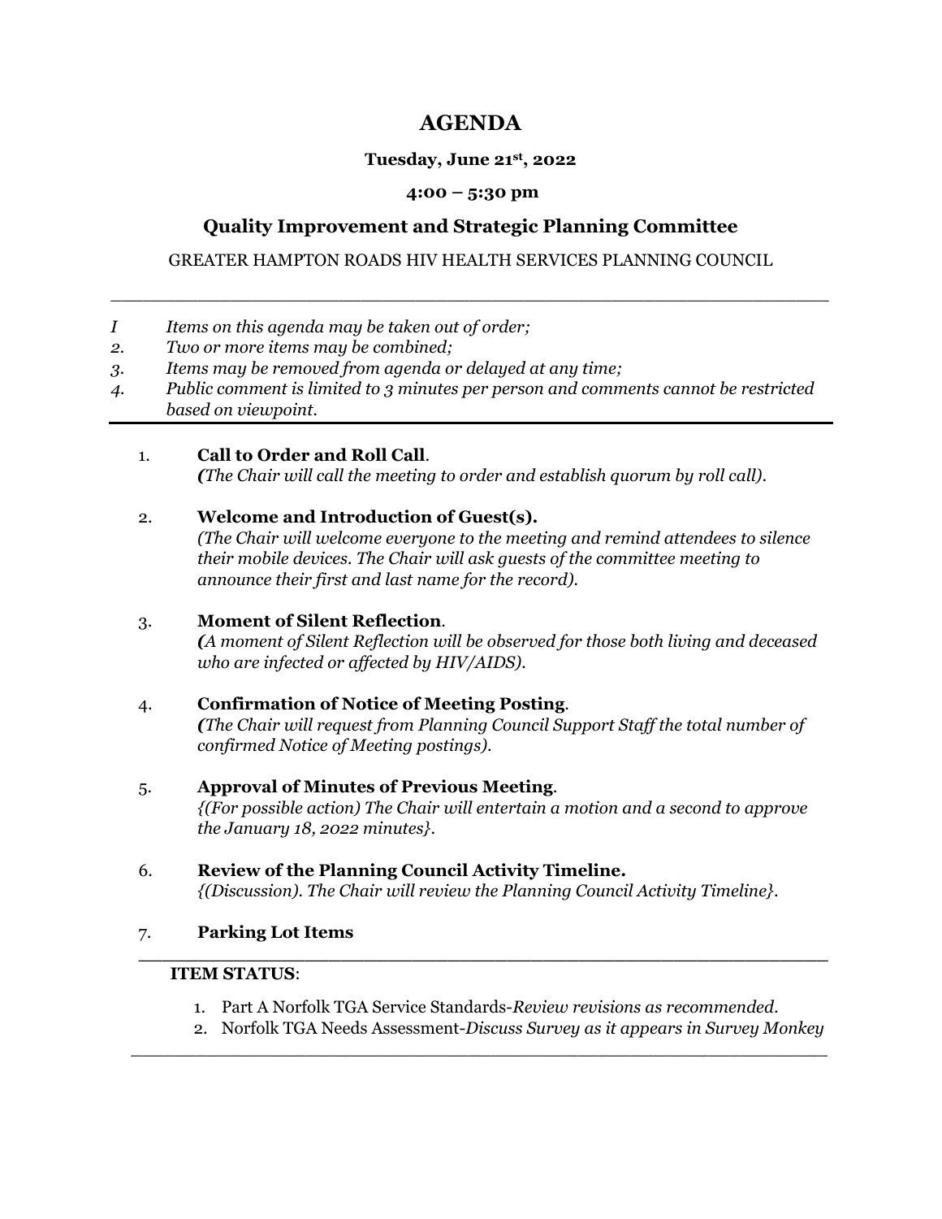# AGENDA

**Tuesday, June 21st, 2022**

**4:00 – 5:30 pm**

## Quality Improvement and Strategic Planning Committee

GREATER HAMPTON ROADS HIV HEALTH SERVICES PLANNING COUNCIL

---

*I* *Items on this agenda may be taken out of order;*
*2.* *Two or more items may be combined;*
*3.* *Items may be removed from agenda or delayed at any time;*
*4.* *Public comment is limited to 3 minutes per person and comments cannot be restricted based on viewpoint.*

---

1. **Call to Order and Roll Call**.
   ***(****The Chair will call the meeting to order and establish quorum by roll call).*

2. **Welcome and Introduction of Guest(s).**
   *(The Chair will welcome everyone to the meeting and remind attendees to silence their mobile devices. The Chair will ask guests of the committee meeting to announce their first and last name for the record).*

3. **Moment of Silent Reflection**.
   ***(****A moment of Silent Reflection will be observed for those both living and deceased who are infected or affected by HIV/AIDS).*

4. **Confirmation of Notice of Meeting Posting**.
   ***(****The Chair will request from Planning Council Support Staff the total number of confirmed Notice of Meeting postings).*

5. **Approval of Minutes of Previous Meeting**.
   *{(For possible action) The Chair will entertain a motion and a second to approve the January 18, 2022 minutes}.*

6. **Review of the Planning Council Activity Timeline.**
   *{(Discussion). The Chair will review the Planning Council Activity Timeline}.*

7. **Parking Lot Items**

---

**ITEM STATUS**:

1. Part A Norfolk TGA Service Standards-*Review revisions as recommended.*
2. Norfolk TGA Needs Assessment-*Discuss Survey as it appears in Survey Monkey*

---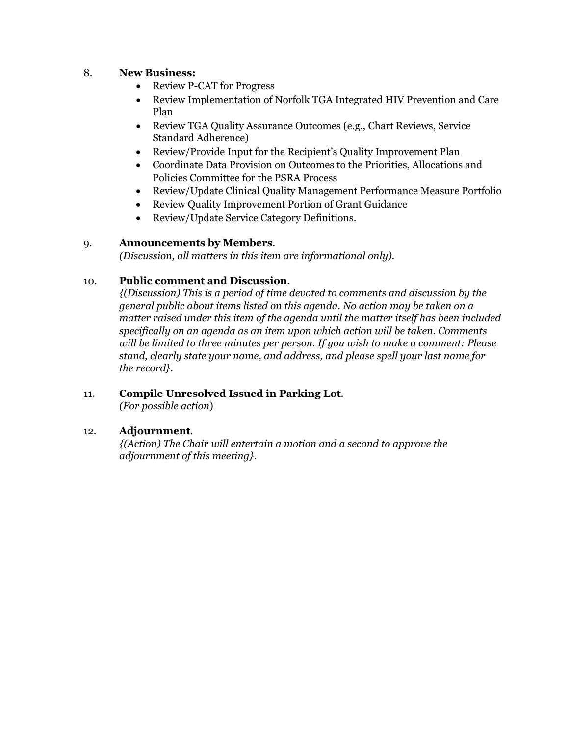8. **New Business:**
   - Review P-CAT for Progress
   - Review Implementation of Norfolk TGA Integrated HIV Prevention and Care Plan
   - Review TGA Quality Assurance Outcomes (e.g., Chart Reviews, Service Standard Adherence)
   - Review/Provide Input for the Recipient's Quality Improvement Plan
   - Coordinate Data Provision on Outcomes to the Priorities, Allocations and Policies Committee for the PSRA Process
   - Review/Update Clinical Quality Management Performance Measure Portfolio
   - Review Quality Improvement Portion of Grant Guidance
   - Review/Update Service Category Definitions.

9. **Announcements by Members**.
   *(Discussion, all matters in this item are informational only).*

10. **Public comment and Discussion**.
    *{(Discussion) This is a period of time devoted to comments and discussion by the general public about items listed on this agenda. No action may be taken on a matter raised under this item of the agenda until the matter itself has been included specifically on an agenda as an item upon which action will be taken. Comments will be limited to three minutes per person. If you wish to make a comment: Please stand, clearly state your name, and address, and please spell your last name for the record}.*

11. **Compile Unresolved Issued in Parking Lot**.
    *(For possible action)*

12. **Adjournment**.
    *{(Action) The Chair will entertain a motion and a second to approve the adjournment of this meeting}.*